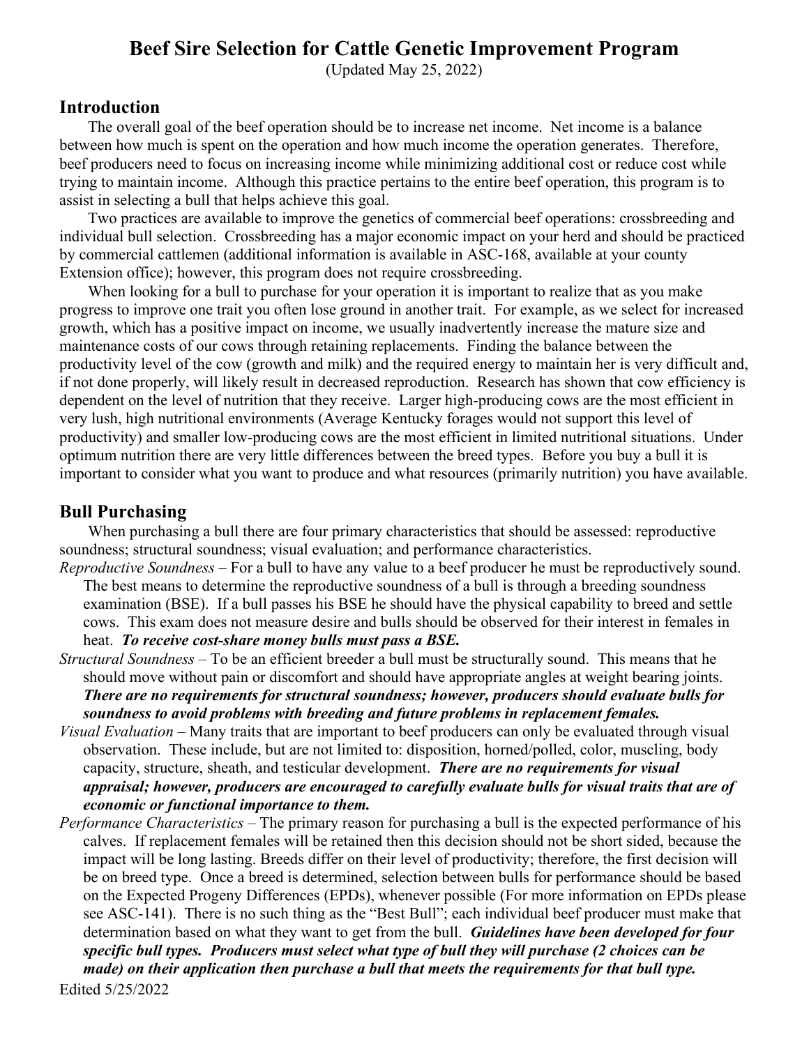# Beef Sire Selection for Cattle Genetic Improvement Program

(Updated May 25, 2022)

## Introduction

The overall goal of the beef operation should be to increase net income. Net income is a balance between how much is spent on the operation and how much income the operation generates. Therefore, beef producers need to focus on increasing income while minimizing additional cost or reduce cost while trying to maintain income. Although this practice pertains to the entire beef operation, this program is to assist in selecting a bull that helps achieve this goal.

Two practices are available to improve the genetics of commercial beef operations: crossbreeding and individual bull selection. Crossbreeding has a major economic impact on your herd and should be practiced by commercial cattlemen (additional information is available in ASC-168, available at your county Extension office); however, this program does not require crossbreeding.

When looking for a bull to purchase for your operation it is important to realize that as you make progress to improve one trait you often lose ground in another trait. For example, as we select for increased growth, which has a positive impact on income, we usually inadvertently increase the mature size and maintenance costs of our cows through retaining replacements. Finding the balance between the productivity level of the cow (growth and milk) and the required energy to maintain her is very difficult and, if not done properly, will likely result in decreased reproduction. Research has shown that cow efficiency is dependent on the level of nutrition that they receive. Larger high-producing cows are the most efficient in very lush, high nutritional environments (Average Kentucky forages would not support this level of productivity) and smaller low-producing cows are the most efficient in limited nutritional situations. Under optimum nutrition there are very little differences between the breed types. Before you buy a bull it is important to consider what you want to produce and what resources (primarily nutrition) you have available.

## Bull Purchasing

When purchasing a bull there are four primary characteristics that should be assessed: reproductive soundness; structural soundness; visual evaluation; and performance characteristics.

*Reproductive Soundness* – For a bull to have any value to a beef producer he must be reproductively sound. The best means to determine the reproductive soundness of a bull is through a breeding soundness examination (BSE). If a bull passes his BSE he should have the physical capability to breed and settle cows. This exam does not measure desire and bulls should be observed for their interest in females in heat. ***To receive cost-share money bulls must pass a BSE.***

*Structural Soundness* – To be an efficient breeder a bull must be structurally sound. This means that he should move without pain or discomfort and should have appropriate angles at weight bearing joints. ***There are no requirements for structural soundness; however, producers should evaluate bulls for soundness to avoid problems with breeding and future problems in replacement females.***

*Visual Evaluation* – Many traits that are important to beef producers can only be evaluated through visual observation. These include, but are not limited to: disposition, horned/polled, color, muscling, body capacity, structure, sheath, and testicular development. ***There are no requirements for visual appraisal; however, producers are encouraged to carefully evaluate bulls for visual traits that are of economic or functional importance to them.***

*Performance Characteristics* – The primary reason for purchasing a bull is the expected performance of his calves. If replacement females will be retained then this decision should not be short sided, because the impact will be long lasting. Breeds differ on their level of productivity; therefore, the first decision will be on breed type. Once a breed is determined, selection between bulls for performance should be based on the Expected Progeny Differences (EPDs), whenever possible (For more information on EPDs please see ASC-141). There is no such thing as the "Best Bull"; each individual beef producer must make that determination based on what they want to get from the bull. ***Guidelines have been developed for four specific bull types. Producers must select what type of bull they will purchase (2 choices can be made) on their application then purchase a bull that meets the requirements for that bull type.***

Edited 5/25/2022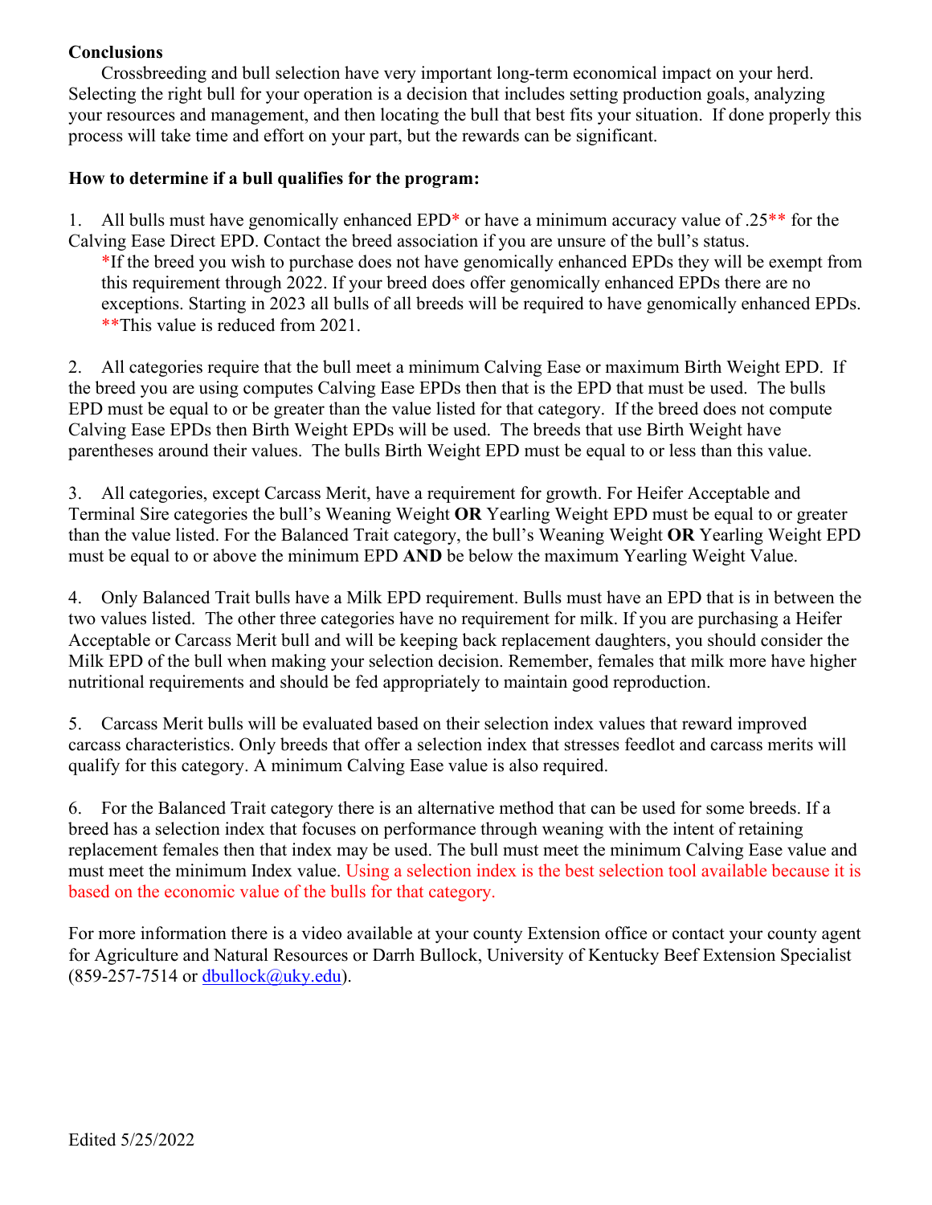**Conclusions**

Crossbreeding and bull selection have very important long-term economical impact on your herd. Selecting the right bull for your operation is a decision that includes setting production goals, analyzing your resources and management, and then locating the bull that best fits your situation. If done properly this process will take time and effort on your part, but the rewards can be significant.

**How to determine if a bull qualifies for the program:**

1. All bulls must have genomically enhanced EPD* or have a minimum accuracy value of .25** for the Calving Ease Direct EPD. Contact the breed association if you are unsure of the bull's status.
   *If the breed you wish to purchase does not have genomically enhanced EPDs they will be exempt from this requirement through 2022. If your breed does offer genomically enhanced EPDs there are no exceptions. Starting in 2023 all bulls of all breeds will be required to have genomically enhanced EPDs.
   **This value is reduced from 2021.

2. All categories require that the bull meet a minimum Calving Ease or maximum Birth Weight EPD. If the breed you are using computes Calving Ease EPDs then that is the EPD that must be used. The bulls EPD must be equal to or be greater than the value listed for that category. If the breed does not compute Calving Ease EPDs then Birth Weight EPDs will be used. The breeds that use Birth Weight have parentheses around their values. The bulls Birth Weight EPD must be equal to or less than this value.

3. All categories, except Carcass Merit, have a requirement for growth. For Heifer Acceptable and Terminal Sire categories the bull's Weaning Weight **OR** Yearling Weight EPD must be equal to or greater than the value listed. For the Balanced Trait category, the bull's Weaning Weight **OR** Yearling Weight EPD must be equal to or above the minimum EPD **AND** be below the maximum Yearling Weight Value.

4. Only Balanced Trait bulls have a Milk EPD requirement. Bulls must have an EPD that is in between the two values listed. The other three categories have no requirement for milk. If you are purchasing a Heifer Acceptable or Carcass Merit bull and will be keeping back replacement daughters, you should consider the Milk EPD of the bull when making your selection decision. Remember, females that milk more have higher nutritional requirements and should be fed appropriately to maintain good reproduction.

5. Carcass Merit bulls will be evaluated based on their selection index values that reward improved carcass characteristics. Only breeds that offer a selection index that stresses feedlot and carcass merits will qualify for this category. A minimum Calving Ease value is also required.

6. For the Balanced Trait category there is an alternative method that can be used for some breeds. If a breed has a selection index that focuses on performance through weaning with the intent of retaining replacement females then that index may be used. The bull must meet the minimum Calving Ease value and must meet the minimum Index value. Using a selection index is the best selection tool available because it is based on the economic value of the bulls for that category.

For more information there is a video available at your county Extension office or contact your county agent for Agriculture and Natural Resources or Darrh Bullock, University of Kentucky Beef Extension Specialist (859-257-7514 or dbullock@uky.edu).

Edited 5/25/2022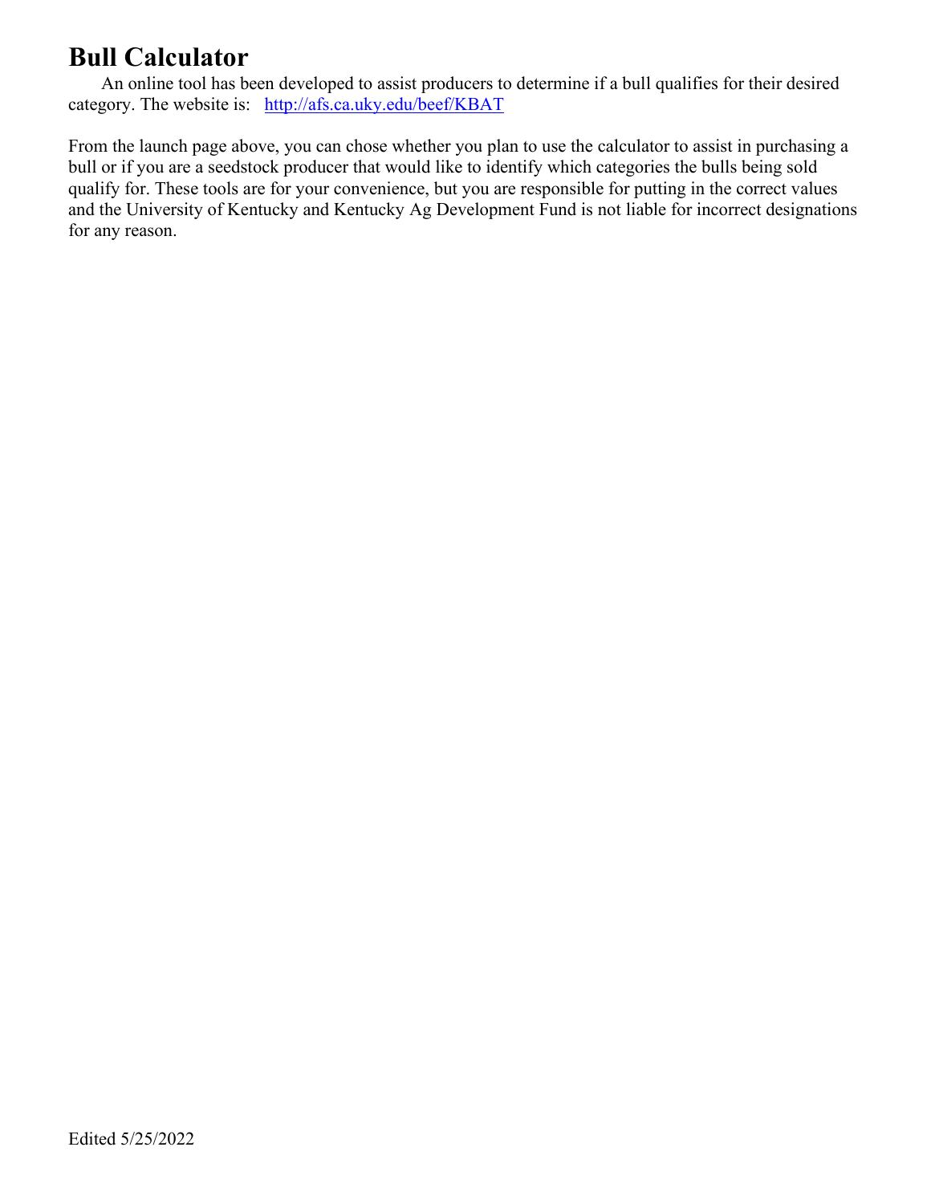# Bull Calculator

An online tool has been developed to assist producers to determine if a bull qualifies for their desired category. The website is: [http://afs.ca.uky.edu/beef/KBAT](http://afs.ca.uky.edu/beef/KBAT)

From the launch page above, you can chose whether you plan to use the calculator to assist in purchasing a bull or if you are a seedstock producer that would like to identify which categories the bulls being sold qualify for. These tools are for your convenience, but you are responsible for putting in the correct values and the University of Kentucky and Kentucky Ag Development Fund is not liable for incorrect designations for any reason.

Edited 5/25/2022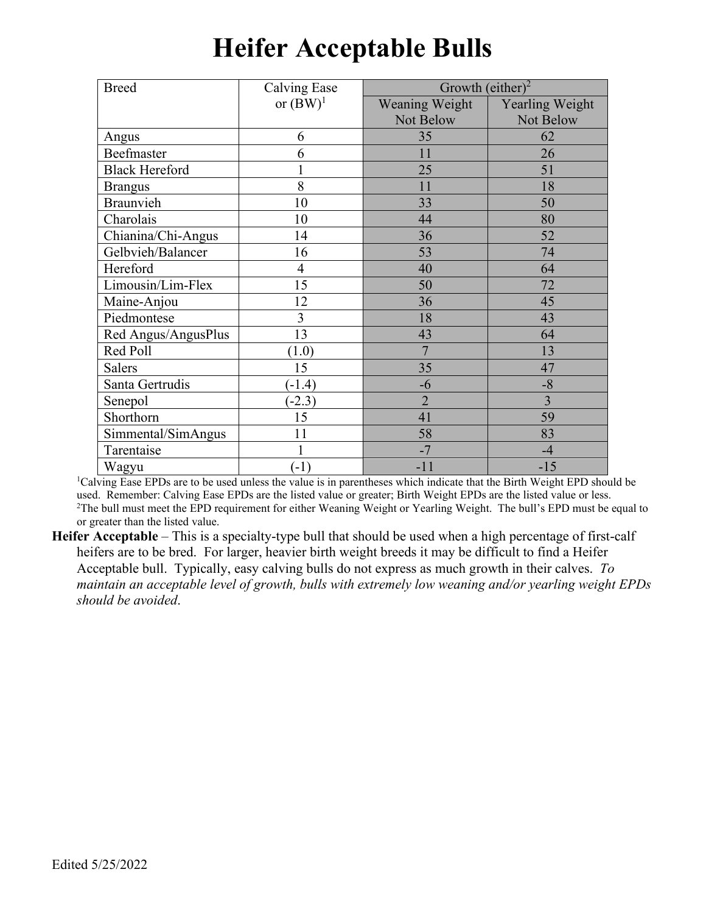# Heifer Acceptable Bulls

| Breed | Calving Ease or (BW)[1] | Growth (either)[2] | |
|---|---|---|---|
| | | Weaning Weight Not Below | Yearling Weight Not Below |
| Angus | 6 | 35 | 62 |
| Beefmaster | 6 | 11 | 26 |
| Black Hereford | 1 | 25 | 51 |
| Brangus | 8 | 11 | 18 |
| Braunvieh | 10 | 33 | 50 |
| Charolais | 10 | 44 | 80 |
| Chianina/Chi-Angus | 14 | 36 | 52 |
| Gelbvieh/Balancer | 16 | 53 | 74 |
| Hereford | 4 | 40 | 64 |
| Limousin/Lim-Flex | 15 | 50 | 72 |
| Maine-Anjou | 12 | 36 | 45 |
| Piedmontese | 3 | 18 | 43 |
| Red Angus/AngusPlus | 13 | 43 | 64 |
| Red Poll | (1.0) | 7 | 13 |
| Salers | 15 | 35 | 47 |
| Santa Gertrudis | (-1.4) | -6 | -8 |
| Senepol | (-2.3) | 2 | 3 |
| Shorthorn | 15 | 41 | 59 |
| Simmental/SimAngus | 11 | 58 | 83 |
| Tarentaise | 1 | -7 | -4 |
| Wagyu | (-1) | -11 | -15 |

[1]Calving Ease EPDs are to be used unless the value is in parentheses which indicate that the Birth Weight EPD should be used. Remember: Calving Ease EPDs are the listed value or greater; Birth Weight EPDs are the listed value or less.
[2]The bull must meet the EPD requirement for either Weaning Weight or Yearling Weight. The bull's EPD must be equal to or greater than the listed value.

**Heifer Acceptable** – This is a specialty-type bull that should be used when a high percentage of first-calf heifers are to be bred. For larger, heavier birth weight breeds it may be difficult to find a Heifer Acceptable bull. Typically, easy calving bulls do not express as much growth in their calves. *To maintain an acceptable level of growth, bulls with extremely low weaning and/or yearling weight EPDs should be avoided.*

Edited 5/25/2022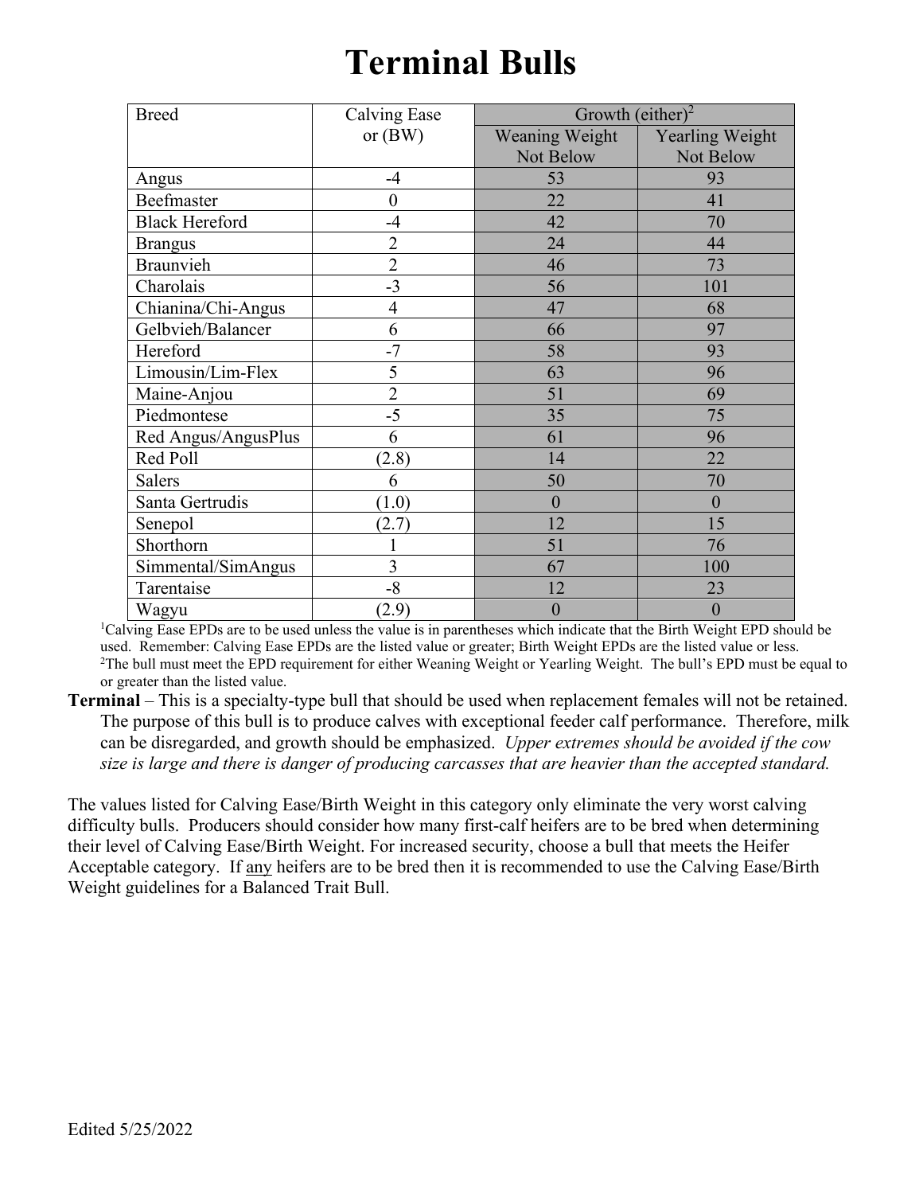# Terminal Bulls

| Breed | Calving Ease or (BW) | Growth (either)[2] | |
|---|---|---|---|
| | | Weaning Weight Not Below | Yearling Weight Not Below |
| Angus | -4 | 53 | 93 |
| Beefmaster | 0 | 22 | 41 |
| Black Hereford | -4 | 42 | 70 |
| Brangus | 2 | 24 | 44 |
| Braunvieh | 2 | 46 | 73 |
| Charolais | -3 | 56 | 101 |
| Chianina/Chi-Angus | 4 | 47 | 68 |
| Gelbvieh/Balancer | 6 | 66 | 97 |
| Hereford | -7 | 58 | 93 |
| Limousin/Lim-Flex | 5 | 63 | 96 |
| Maine-Anjou | 2 | 51 | 69 |
| Piedmontese | -5 | 35 | 75 |
| Red Angus/AngusPlus | 6 | 61 | 96 |
| Red Poll | (2.8) | 14 | 22 |
| Salers | 6 | 50 | 70 |
| Santa Gertrudis | (1.0) | 0 | 0 |
| Senepol | (2.7) | 12 | 15 |
| Shorthorn | 1 | 51 | 76 |
| Simmental/SimAngus | 3 | 67 | 100 |
| Tarentaise | -8 | 12 | 23 |
| Wagyu | (2.9) | 0 | 0 |

[1]Calving Ease EPDs are to be used unless the value is in parentheses which indicate that the Birth Weight EPD should be used. Remember: Calving Ease EPDs are the listed value or greater; Birth Weight EPDs are the listed value or less.
[2]The bull must meet the EPD requirement for either Weaning Weight or Yearling Weight. The bull's EPD must be equal to or greater than the listed value.

**Terminal** – This is a specialty-type bull that should be used when replacement females will not be retained. The purpose of this bull is to produce calves with exceptional feeder calf performance. Therefore, milk can be disregarded, and growth should be emphasized. *Upper extremes should be avoided if the cow size is large and there is danger of producing carcasses that are heavier than the accepted standard.*

The values listed for Calving Ease/Birth Weight in this category only eliminate the very worst calving difficulty bulls. Producers should consider how many first-calf heifers are to be bred when determining their level of Calving Ease/Birth Weight. For increased security, choose a bull that meets the Heifer Acceptable category. If any heifers are to be bred then it is recommended to use the Calving Ease/Birth Weight guidelines for a Balanced Trait Bull.

Edited 5/25/2022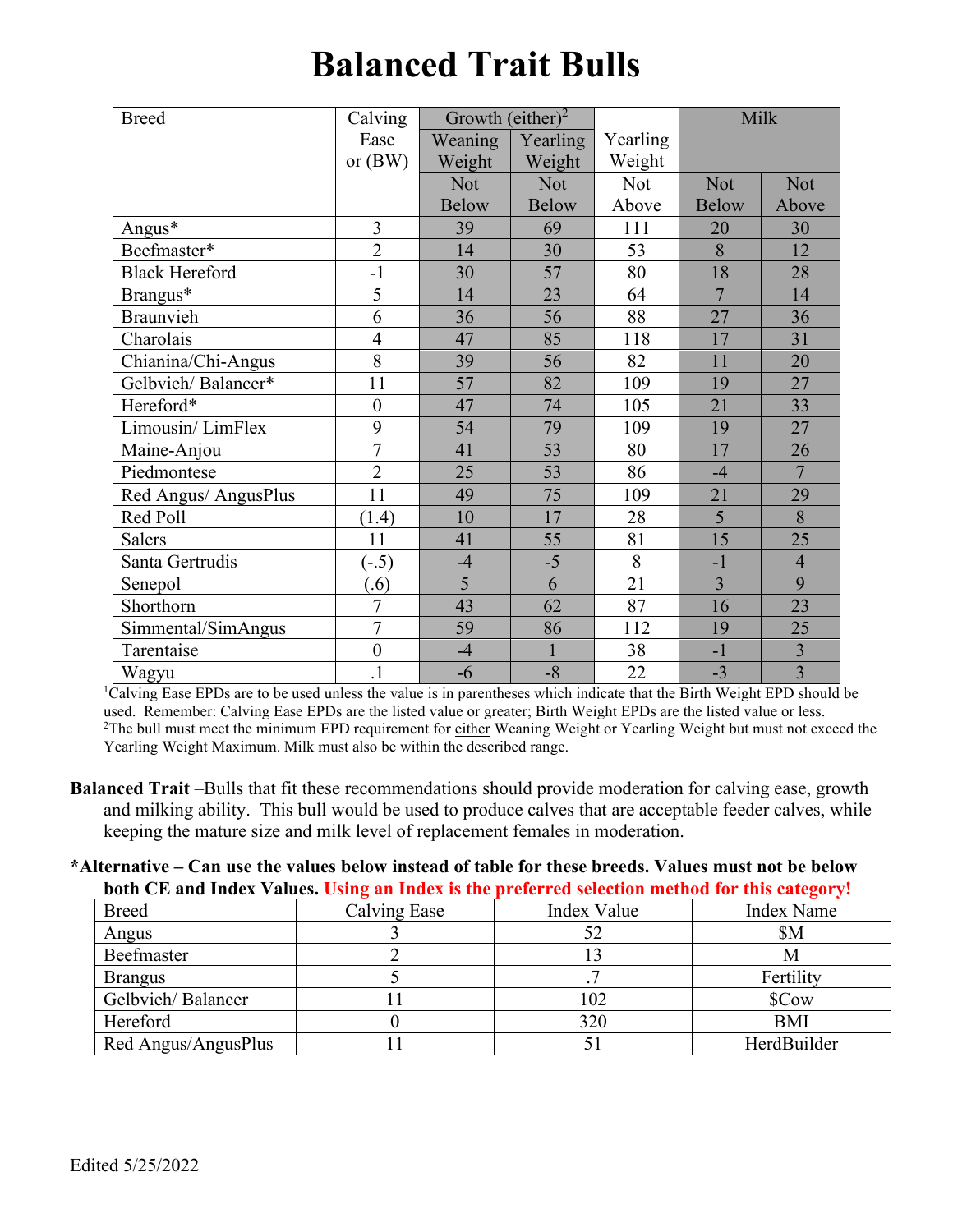# Balanced Trait Bulls

| Breed | Calving Ease or (BW) | Growth (either)[2] | | | Milk | |
|---|---|---|---|---|---|---|
| | | Weaning Weight | Yearling Weight | Yearling Weight | | |
| | | Not Below | Not Below | Not Above | Not Below | Not Above |
| Angus* | 3 | 39 | 69 | 111 | 20 | 30 |
| Beefmaster* | 2 | 14 | 30 | 53 | 8 | 12 |
| Black Hereford | -1 | 30 | 57 | 80 | 18 | 28 |
| Brangus* | 5 | 14 | 23 | 64 | 7 | 14 |
| Braunvieh | 6 | 36 | 56 | 88 | 27 | 36 |
| Charolais | 4 | 47 | 85 | 118 | 17 | 31 |
| Chianina/Chi-Angus | 8 | 39 | 56 | 82 | 11 | 20 |
| Gelbvieh/ Balancer* | 11 | 57 | 82 | 109 | 19 | 27 |
| Hereford* | 0 | 47 | 74 | 105 | 21 | 33 |
| Limousin/ LimFlex | 9 | 54 | 79 | 109 | 19 | 27 |
| Maine-Anjou | 7 | 41 | 53 | 80 | 17 | 26 |
| Piedmontese | 2 | 25 | 53 | 86 | -4 | 7 |
| Red Angus/ AngusPlus | 11 | 49 | 75 | 109 | 21 | 29 |
| Red Poll | (1.4) | 10 | 17 | 28 | 5 | 8 |
| Salers | 11 | 41 | 55 | 81 | 15 | 25 |
| Santa Gertrudis | (-.5) | -4 | -5 | 8 | -1 | 4 |
| Senepol | (.6) | 5 | 6 | 21 | 3 | 9 |
| Shorthorn | 7 | 43 | 62 | 87 | 16 | 23 |
| Simmental/SimAngus | 7 | 59 | 86 | 112 | 19 | 25 |
| Tarentaise | 0 | -4 | 1 | 38 | -1 | 3 |
| Wagyu | .1 | -6 | -8 | 22 | -3 | 3 |

[1]Calving Ease EPDs are to be used unless the value is in parentheses which indicate that the Birth Weight EPD should be used. Remember: Calving Ease EPDs are the listed value or greater; Birth Weight EPDs are the listed value or less.
[2]The bull must meet the minimum EPD requirement for either Weaning Weight or Yearling Weight but must not exceed the Yearling Weight Maximum. Milk must also be within the described range.

**Balanced Trait** –Bulls that fit these recommendations should provide moderation for calving ease, growth and milking ability. This bull would be used to produce calves that are acceptable feeder calves, while keeping the mature size and milk level of replacement females in moderation.

**\*Alternative – Can use the values below instead of table for these breeds. Values must not be below both CE and Index Values. Using an Index is the preferred selection method for this category!**

| Breed | Calving Ease | Index Value | Index Name |
|---|---|---|---|
| Angus | 3 | 52 | $M |
| Beefmaster | 2 | 13 | M |
| Brangus | 5 | .7 | Fertility |
| Gelbvieh/ Balancer | 11 | 102 | $Cow |
| Hereford | 0 | 320 | BMI |
| Red Angus/AngusPlus | 11 | 51 | HerdBuilder |

Edited 5/25/2022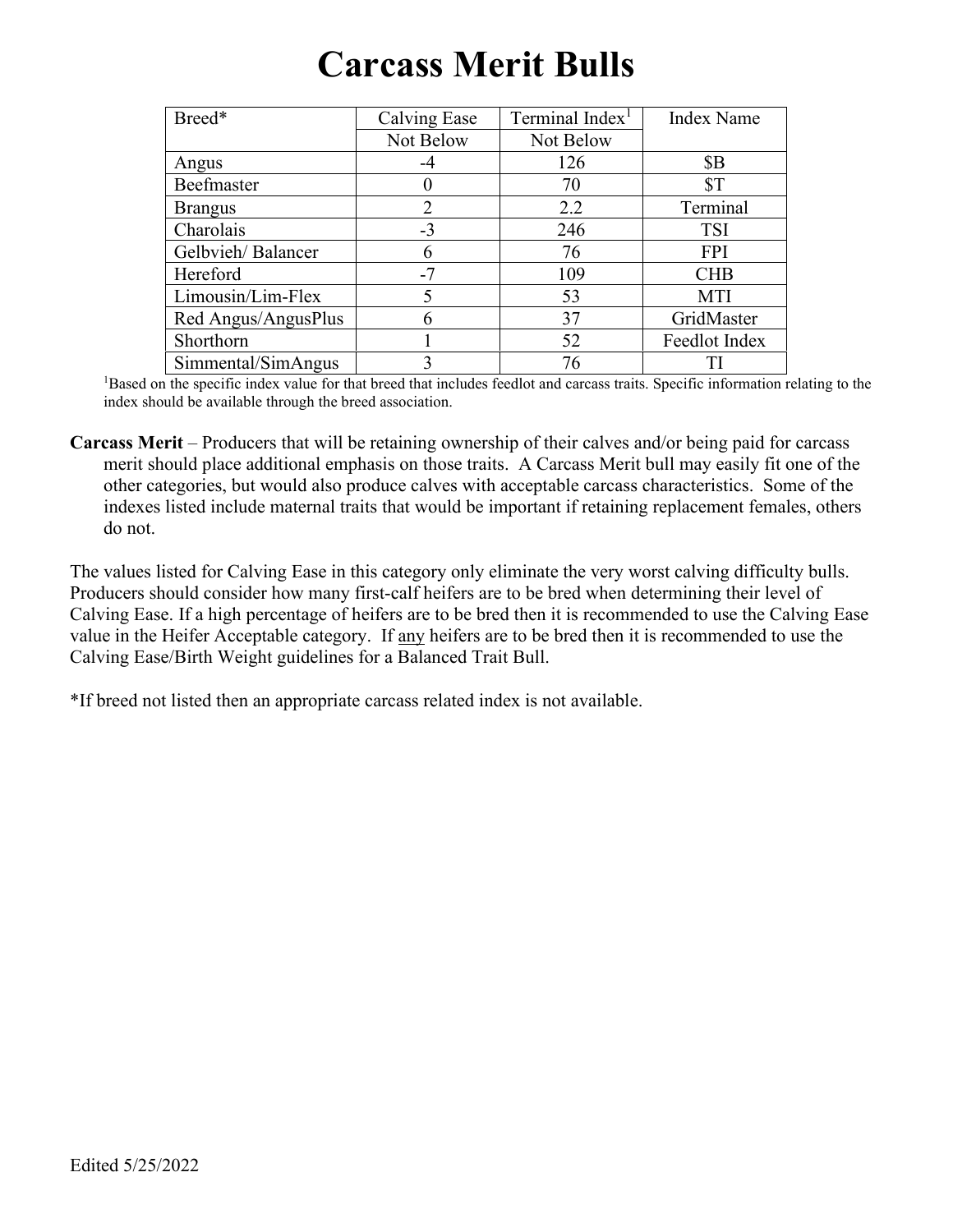# Carcass Merit Bulls

| Breed* | Calving Ease | Terminal Index[1] | Index Name |
|---|---|---|---|
| | Not Below | Not Below | |
| Angus | -4 | 126 | $B |
| Beefmaster | 0 | 70 | $T |
| Brangus | 2 | 2.2 | Terminal |
| Charolais | -3 | 246 | TSI |
| Gelbvieh/ Balancer | 6 | 76 | FPI |
| Hereford | -7 | 109 | CHB |
| Limousin/Lim-Flex | 5 | 53 | MTI |
| Red Angus/AngusPlus | 6 | 37 | GridMaster |
| Shorthorn | 1 | 52 | Feedlot Index |
| Simmental/SimAngus | 3 | 76 | TI |

[1]Based on the specific index value for that breed that includes feedlot and carcass traits. Specific information relating to the index should be available through the breed association.

**Carcass Merit** – Producers that will be retaining ownership of their calves and/or being paid for carcass merit should place additional emphasis on those traits. A Carcass Merit bull may easily fit one of the other categories, but would also produce calves with acceptable carcass characteristics. Some of the indexes listed include maternal traits that would be important if retaining replacement females, others do not.

The values listed for Calving Ease in this category only eliminate the very worst calving difficulty bulls. Producers should consider how many first-calf heifers are to be bred when determining their level of Calving Ease. If a high percentage of heifers are to be bred then it is recommended to use the Calving Ease value in the Heifer Acceptable category. If <u>any</u> heifers are to be bred then it is recommended to use the Calving Ease/Birth Weight guidelines for a Balanced Trait Bull.

*If breed not listed then an appropriate carcass related index is not available.

Edited 5/25/2022